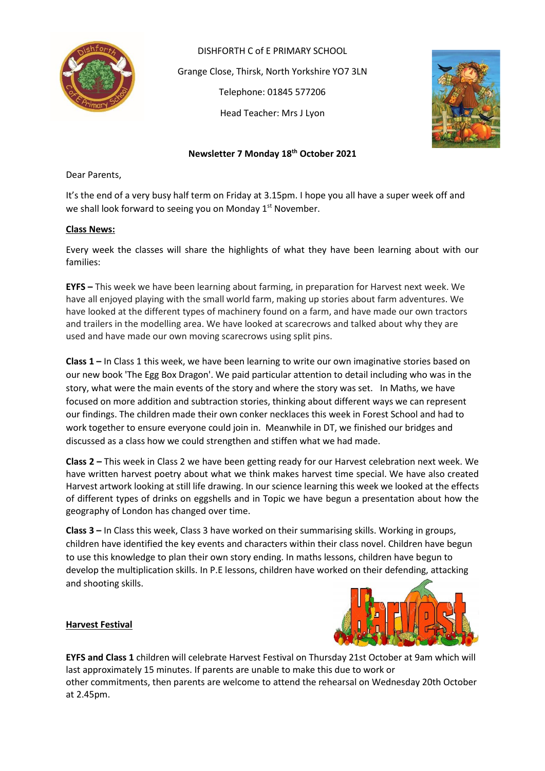DISHFORTH C of E PRIMARY SCHOOL

Grange Close, Thirsk, North Yorkshire YO7 3LN

Telephone: 01845 577206

Head Teacher: Mrs J Lyon

**Newsletter 7 Monday 18th October 2021**

Dear Parents,

It's the end of a very busy half term on Friday at 3.15pm. I hope you all have a super week off and we shall look forward to seeing you on Monday 1st November.

**Class News:**

Every week the classes will share the highlights of what they have been learning about with our families:

**EYFS –** This week we have been learning about farming, in preparation for Harvest next week. We have all enjoyed playing with the small world farm, making up stories about farm adventures. We have looked at the different types of machinery found on a farm, and have made our own tractors and trailers in the modelling area. We have looked at scarecrows and talked about why they are used and have made our own moving scarecrows using split pins.

**Class 1 –** In Class 1 this week, we have been learning to write our own imaginative stories based on our new book 'The Egg Box Dragon'. We paid particular attention to detail including who was in the story, what were the main events of the story and where the story was set. In Maths, we have focused on more addition and subtraction stories, thinking about different ways we can represent our findings. The children made their own conker necklaces this week in Forest School and had to work together to ensure everyone could join in. Meanwhile in DT, we finished our bridges and discussed as a class how we could strengthen and stiffen what we had made.

**Class 2 –** This week in Class 2 we have been getting ready for our Harvest celebration next week. We have written harvest poetry about what we think makes harvest time special. We have also created Harvest artwork looking at still life drawing. In our science learning this week we looked at the effects of different types of drinks on eggshells and in Topic we have begun a presentation about how the geography of London has changed over time.

**Class 3 –** In Class this week, Class 3 have worked on their summarising skills. Working in groups, children have identified the key events and characters within their class novel. Children have begun to use this knowledge to plan their own story ending. In maths lessons, children have begun to develop the multiplication skills. In P.E lessons, children have worked on their defending, attacking and shooting skills.

**Harvest Festival**

**EYFS and Class 1** children will celebrate Harvest Festival on Thursday 21st October at 9am which will last approximately 15 minutes. If parents are unable to make this due to work or other commitments, then parents are welcome to attend the rehearsal on Wednesday 20th October at 2.45pm.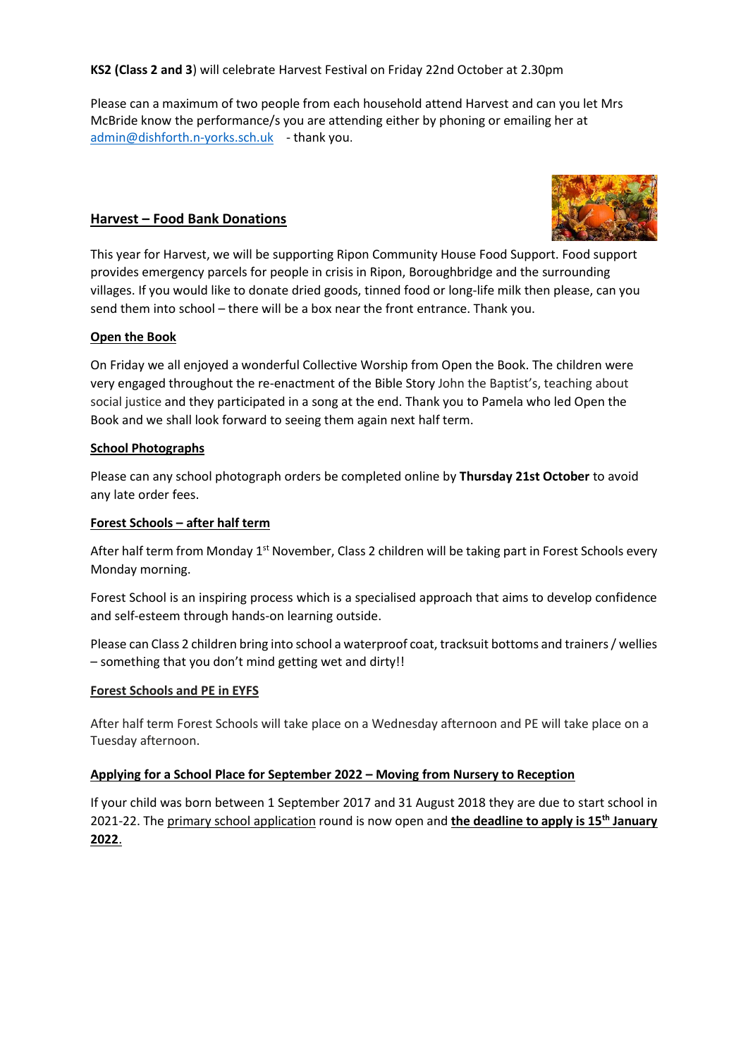**KS2 (Class 2 and 3**) will celebrate Harvest Festival on Friday 22nd October at 2.30pm

Please can a maximum of two people from each household attend Harvest and can you let Mrs McBride know the performance/s you are attending either by phoning or emailing her at admin@dishforth.n-yorks.sch.uk - thank you.

## Harvest – Food Bank Donations

This year for Harvest, we will be supporting Ripon Community House Food Support. Food support provides emergency parcels for people in crisis in Ripon, Boroughbridge and the surrounding villages. If you would like to donate dried goods, tinned food or long-life milk then please, can you send them into school – there will be a box near the front entrance. Thank you.

## Open the Book

On Friday we all enjoyed a wonderful Collective Worship from Open the Book. The children were very engaged throughout the re-enactment of the Bible Story John the Baptist's, teaching about social justice and they participated in a song at the end. Thank you to Pamela who led Open the Book and we shall look forward to seeing them again next half term.

## School Photographs

Please can any school photograph orders be completed online by **Thursday 21st October** to avoid any late order fees.

## Forest Schools – after half term

After half term from Monday 1st November, Class 2 children will be taking part in Forest Schools every Monday morning.

Forest School is an inspiring process which is a specialised approach that aims to develop confidence and self-esteem through hands-on learning outside.

Please can Class 2 children bring into school a waterproof coat, tracksuit bottoms and trainers / wellies – something that you don't mind getting wet and dirty!!

## Forest Schools and PE in EYFS

After half term Forest Schools will take place on a Wednesday afternoon and PE will take place on a Tuesday afternoon.

## Applying for a School Place for September 2022 – Moving from Nursery to Reception

If your child was born between 1 September 2017 and 31 August 2018 they are due to start school in 2021-22. The primary school application round is now open and **the deadline to apply is 15th January 2022**.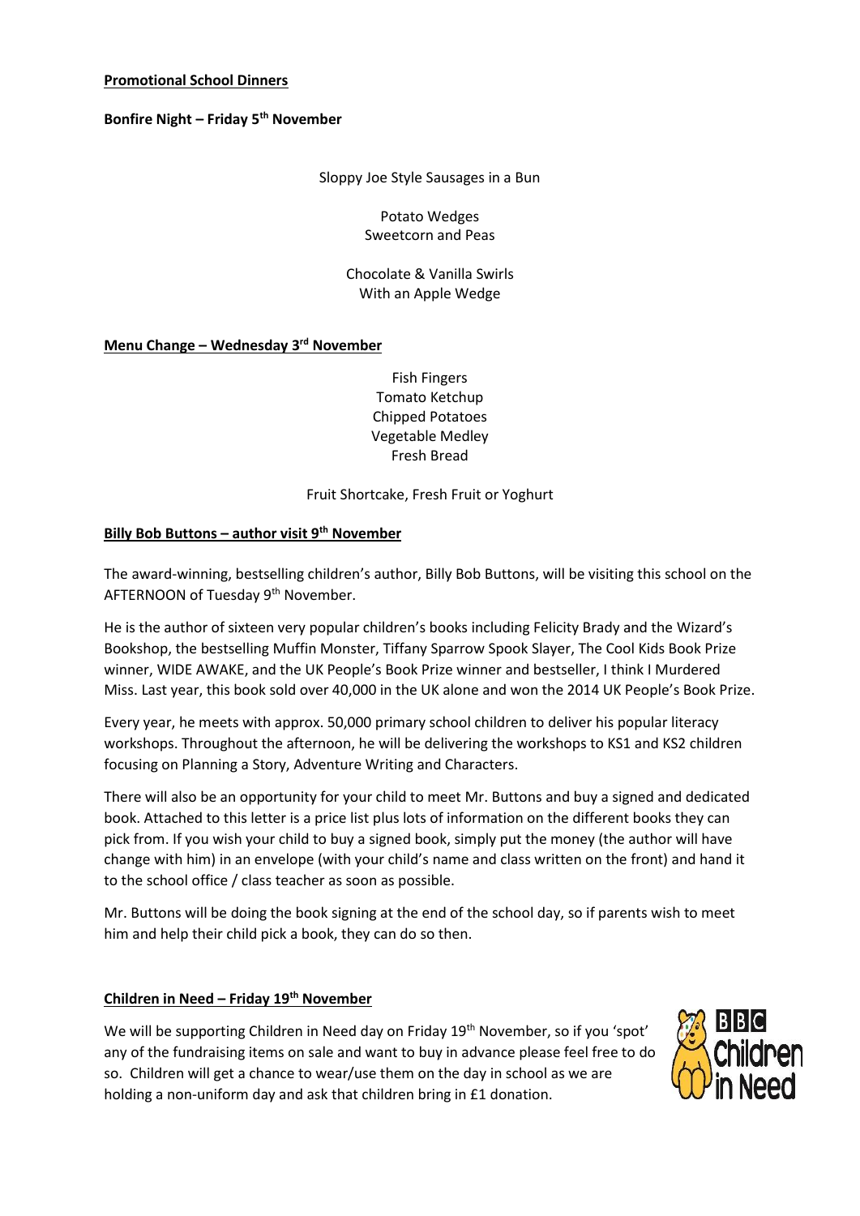**Promotional School Dinners**

**Bonfire Night – Friday 5th November**

Sloppy Joe Style Sausages in a Bun

Potato Wedges
Sweetcorn and Peas

Chocolate & Vanilla Swirls
With an Apple Wedge

**Menu Change – Wednesday 3rd November**

Fish Fingers
Tomato Ketchup
Chipped Potatoes
Vegetable Medley
Fresh Bread

Fruit Shortcake, Fresh Fruit or Yoghurt

**Billy Bob Buttons – author visit 9th November**

The award-winning, bestselling children's author, Billy Bob Buttons, will be visiting this school on the AFTERNOON of Tuesday 9th November.

He is the author of sixteen very popular children's books including Felicity Brady and the Wizard's Bookshop, the bestselling Muffin Monster, Tiffany Sparrow Spook Slayer, The Cool Kids Book Prize winner, WIDE AWAKE, and the UK People's Book Prize winner and bestseller, I think I Murdered Miss. Last year, this book sold over 40,000 in the UK alone and won the 2014 UK People's Book Prize.

Every year, he meets with approx. 50,000 primary school children to deliver his popular literacy workshops. Throughout the afternoon, he will be delivering the workshops to KS1 and KS2 children focusing on Planning a Story, Adventure Writing and Characters.

There will also be an opportunity for your child to meet Mr. Buttons and buy a signed and dedicated book. Attached to this letter is a price list plus lots of information on the different books they can pick from. If you wish your child to buy a signed book, simply put the money (the author will have change with him) in an envelope (with your child's name and class written on the front) and hand it to the school office / class teacher as soon as possible.

Mr. Buttons will be doing the book signing at the end of the school day, so if parents wish to meet him and help their child pick a book, they can do so then.

**Children in Need – Friday 19th November**

We will be supporting Children in Need day on Friday 19th November, so if you 'spot' any of the fundraising items on sale and want to buy in advance please feel free to do so. Children will get a chance to wear/use them on the day in school as we are holding a non-uniform day and ask that children bring in £1 donation.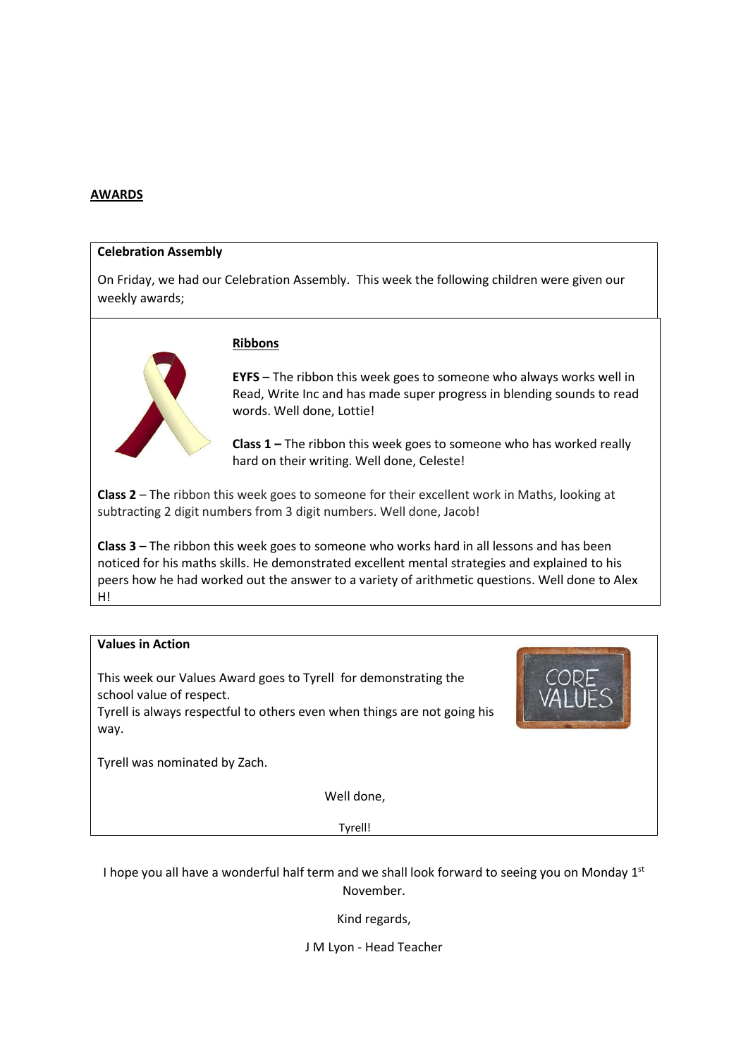**AWARDS**

**Celebration Assembly**

On Friday, we had our Celebration Assembly. This week the following children were given our weekly awards;

**Ribbons**

**EYFS** – The ribbon this week goes to someone who always works well in Read, Write Inc and has made super progress in blending sounds to read words. Well done, Lottie!

**Class 1 –** The ribbon this week goes to someone who has worked really hard on their writing. Well done, Celeste!

**Class 2** – The ribbon this week goes to someone for their excellent work in Maths, looking at subtracting 2 digit numbers from 3 digit numbers. Well done, Jacob!

**Class 3** – The ribbon this week goes to someone who works hard in all lessons and has been noticed for his maths skills. He demonstrated excellent mental strategies and explained to his peers how he had worked out the answer to a variety of arithmetic questions. Well done to Alex H!

**Values in Action**

This week our Values Award goes to Tyrell for demonstrating the school value of respect.
Tyrell is always respectful to others even when things are not going his way.

Tyrell was nominated by Zach.

Well done,

Tyrell!

I hope you all have a wonderful half term and we shall look forward to seeing you on Monday 1st November.

Kind regards,

J M Lyon - Head Teacher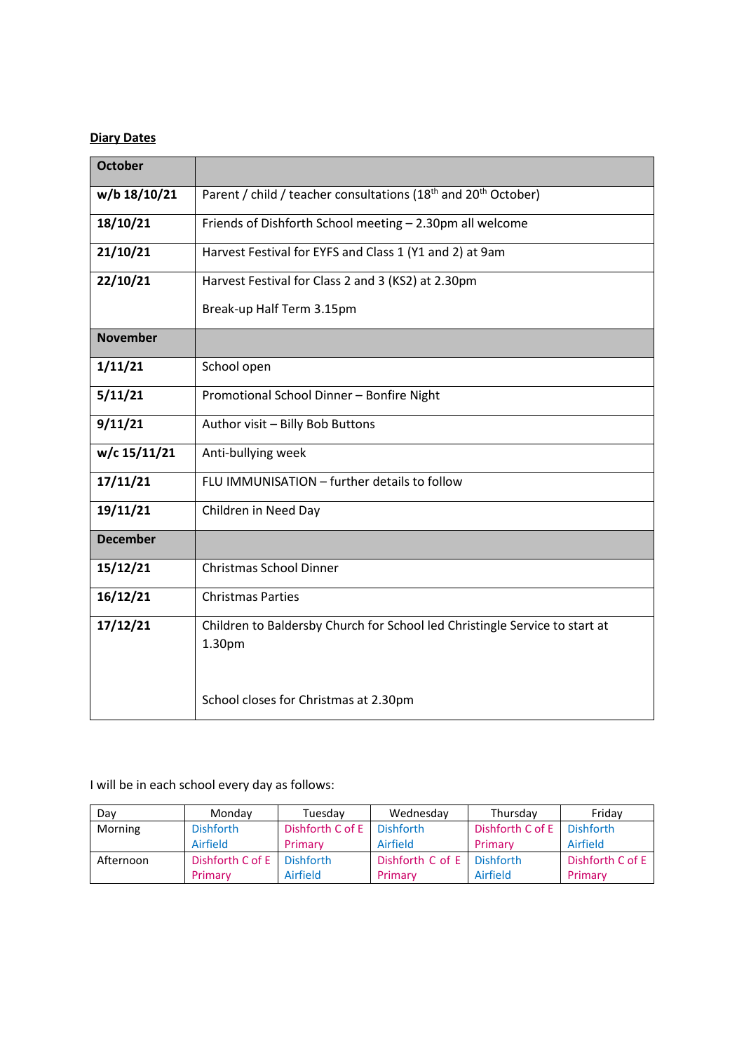**Diary Dates**

| October | |
|---|---|
| **w/b 18/10/21** | Parent / child / teacher consultations (18th and 20th October) |
| **18/10/21** | Friends of Dishforth School meeting – 2.30pm all welcome |
| **21/10/21** | Harvest Festival for EYFS and Class 1 (Y1 and 2) at 9am |
| **22/10/21** | Harvest Festival for Class 2 and 3 (KS2) at 2.30pm<br><br>Break-up Half Term 3.15pm |
| **November** | |
| **1/11/21** | School open |
| **5/11/21** | Promotional School Dinner – Bonfire Night |
| **9/11/21** | Author visit – Billy Bob Buttons |
| **w/c 15/11/21** | Anti-bullying week |
| **17/11/21** | FLU IMMUNISATION – further details to follow |
| **19/11/21** | Children in Need Day |
| **December** | |
| **15/12/21** | Christmas School Dinner |
| **16/12/21** | Christmas Parties |
| **17/12/21** | Children to Baldersby Church for School led Christingle Service to start at 1.30pm<br><br>School closes for Christmas at 2.30pm |

I will be in each school every day as follows:

| Day | Monday | Tuesday | Wednesday | Thursday | Friday |
|---|---|---|---|---|---|
| Morning | Dishforth Airfield | Dishforth C of E Primary | Dishforth Airfield | Dishforth C of E Primary | Dishforth Airfield |
| Afternoon | Dishforth C of E Primary | Dishforth Airfield | Dishforth C of E Primary | Dishforth Airfield | Dishforth C of E Primary |